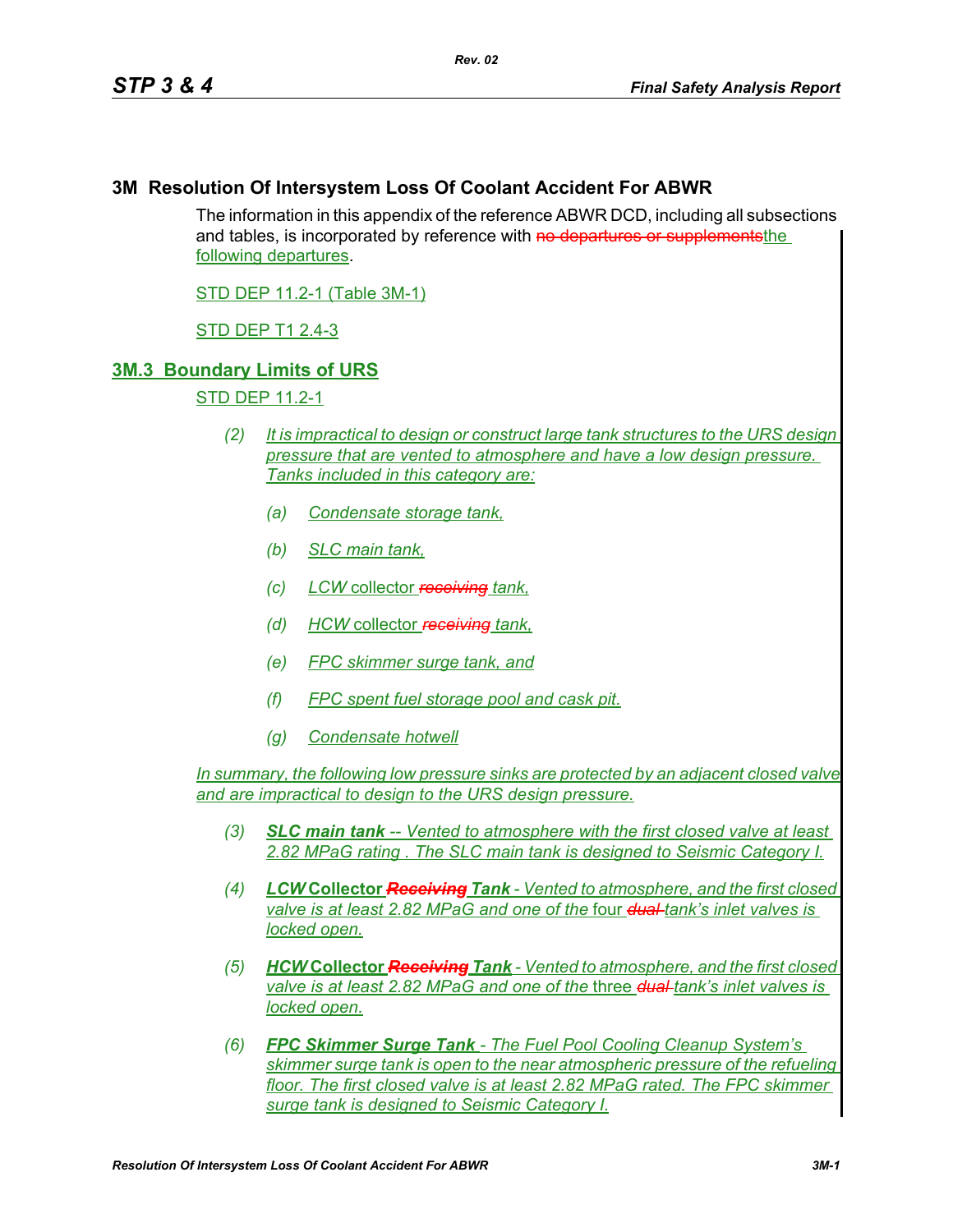## 3M Resolution Of Intersystem Loss Of Coolant Accident For ABWR

The information in this appendix of the reference ABWR DCD, including all subsections and tables, is incorporated by reference with ~~no departures or supplements~~the following departures.

STD DEP 11.2-1 (Table 3M-1)

STD DEP T1 2.4-3

### 3M.3 Boundary Limits of URS

STD DEP 11.2-1

(2) *It is impractical to design or construct large tank structures to the URS design pressure that are vented to atmosphere and have a low design pressure. Tanks included in this category are:*

(a) *Condensate storage tank,*

(b) *SLC main tank,*

(c) *LCW* collector ~~*receiving*~~ *tank,*

(d) *HCW* collector ~~*receiving*~~ *tank,*

(e) *FPC skimmer surge tank, and*

(f) *FPC spent fuel storage pool and cask pit.*

(g) *Condensate hotwell*

*In summary, the following low pressure sinks are protected by an adjacent closed valve and are impractical to design to the URS design pressure.*

(3) ***SLC main tank*** *-- Vented to atmosphere with the first closed valve at least 2.82 MPaG rating . The SLC main tank is designed to Seismic Category I.*

(4) ***LCW*** **Collector** ~~***Receiving***~~ ***Tank*** *- Vented to atmosphere, and the first closed valve is at least 2.82 MPaG and one of the* four ~~*dual*~~ *tank's inlet valves is locked open.*

(5) ***HCW*** **Collector** ~~***Receiving***~~ ***Tank*** *- Vented to atmosphere, and the first closed valve is at least 2.82 MPaG and one of the* three ~~*dual*~~ *tank's inlet valves is locked open.*

(6) ***FPC Skimmer Surge Tank*** *- The Fuel Pool Cooling Cleanup System's skimmer surge tank is open to the near atmospheric pressure of the refueling floor. The first closed valve is at least 2.82 MPaG rated. The FPC skimmer surge tank is designed to Seismic Category I.*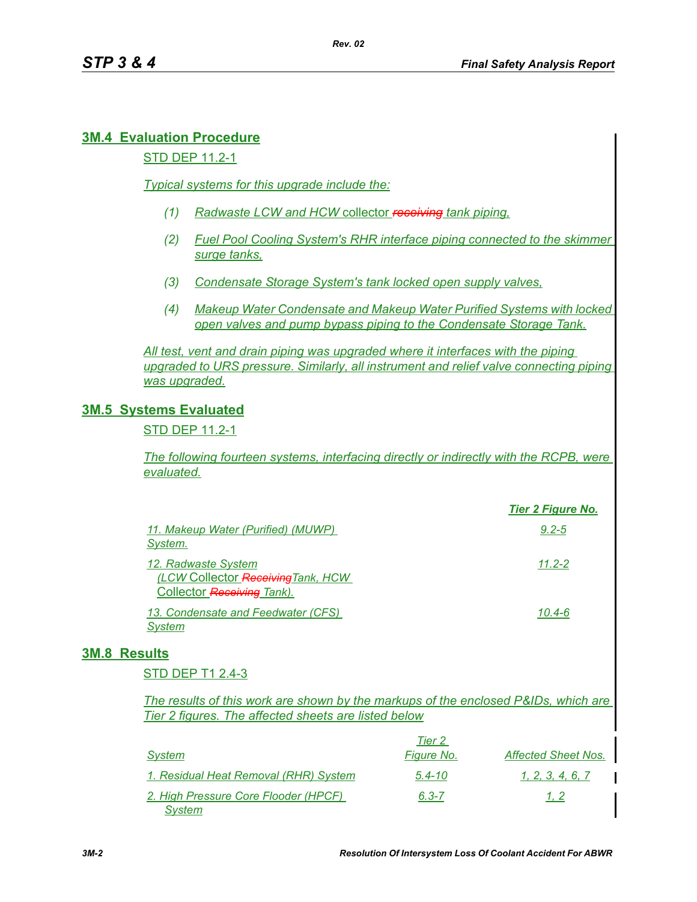## 3M.4 Evaluation Procedure

STD DEP 11.2-1

*Typical systems for this upgrade include the:*

1. *Radwaste LCW and HCW* collector ~~*receiving*~~ *tank piping,*
2. *Fuel Pool Cooling System's RHR interface piping connected to the skimmer surge tanks,*
3. *Condensate Storage System's tank locked open supply valves,*
4. *Makeup Water Condensate and Makeup Water Purified Systems with locked open valves and pump bypass piping to the Condensate Storage Tank.*

*All test, vent and drain piping was upgraded where it interfaces with the piping upgraded to URS pressure. Similarly, all instrument and relief valve connecting piping was upgraded.*

## 3M.5 Systems Evaluated

STD DEP 11.2-1

*The following fourteen systems, interfacing directly or indirectly with the RCPB, were evaluated.*

| | Tier 2 Figure No. |
|---|---|
| *11. Makeup Water (Purified) (MUWP) System.* | *9.2-5* |
| *12. Radwaste System (LCW* Collector ~~*Receiving*~~*Tank, HCW* Collector ~~*Receiving*~~ *Tank).* | *11.2-2* |
| *13. Condensate and Feedwater (CFS) System* | *10.4-6* |

## 3M.8 Results

STD DEP T1 2.4-3

*The results of this work are shown by the markups of the enclosed P&IDs, which are Tier 2 figures. The affected sheets are listed below*

| System | Tier 2 Figure No. | Affected Sheet Nos. |
|---|---|---|
| *1. Residual Heat Removal (RHR) System* | *5.4-10* | *1, 2, 3, 4, 6, 7* |
| *2. High Pressure Core Flooder (HPCF) System* | *6.3-7* | *1, 2* |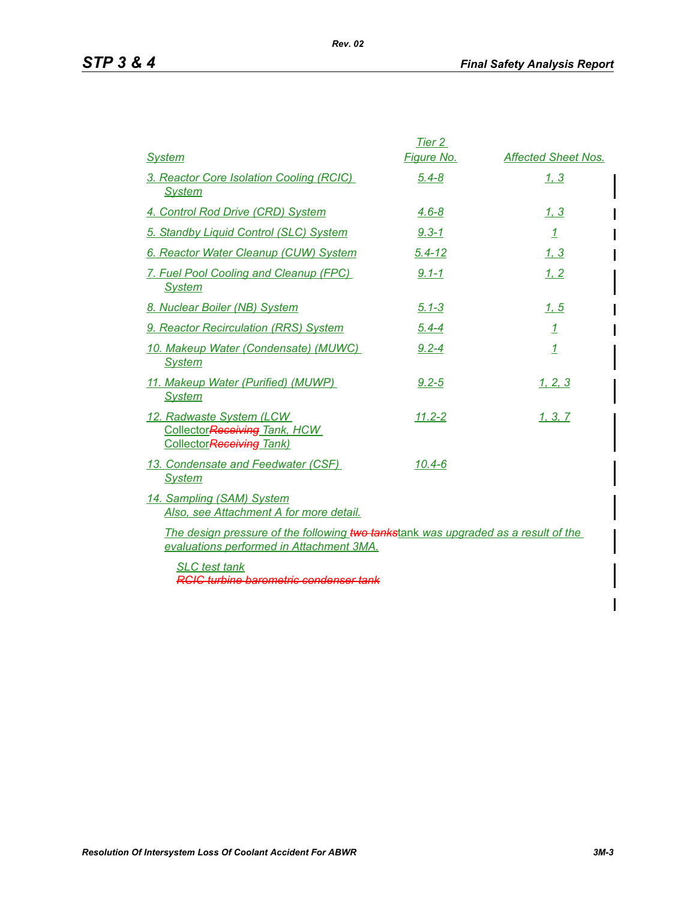| System | Tier 2 Figure No. | Affected Sheet Nos. |
|---|---|---|
| 3. Reactor Core Isolation Cooling (RCIC) System | 5.4-8 | 1, 3 |
| 4. Control Rod Drive (CRD) System | 4.6-8 | 1, 3 |
| 5. Standby Liquid Control (SLC) System | 9.3-1 | 1 |
| 6. Reactor Water Cleanup (CUW) System | 5.4-12 | 1, 3 |
| 7. Fuel Pool Cooling and Cleanup (FPC) System | 9.1-1 | 1, 2 |
| 8. Nuclear Boiler (NB) System | 5.1-3 | 1, 5 |
| 9. Reactor Recirculation (RRS) System | 5.4-4 | 1 |
| 10. Makeup Water (Condensate) (MUWC) System | 9.2-4 | 1 |
| 11. Makeup Water (Purified) (MUWP) System | 9.2-5 | 1, 2, 3 |
| 12. Radwaste System (LCW Collector~~Receiving~~ Tank, HCW Collector~~Receiving~~ Tank) | 11.2-2 | 1, 3, 7 |
| 13. Condensate and Feedwater (CSF) System | 10.4-6 | |
| 14. Sampling (SAM) System<br>Also, see Attachment A for more detail. | | |

The design pressure of the following ~~two tanks~~tank was upgraded as a result of the evaluations performed in Attachment 3MA.

SLC test tank
~~RCIC turbine barometric condenser tank~~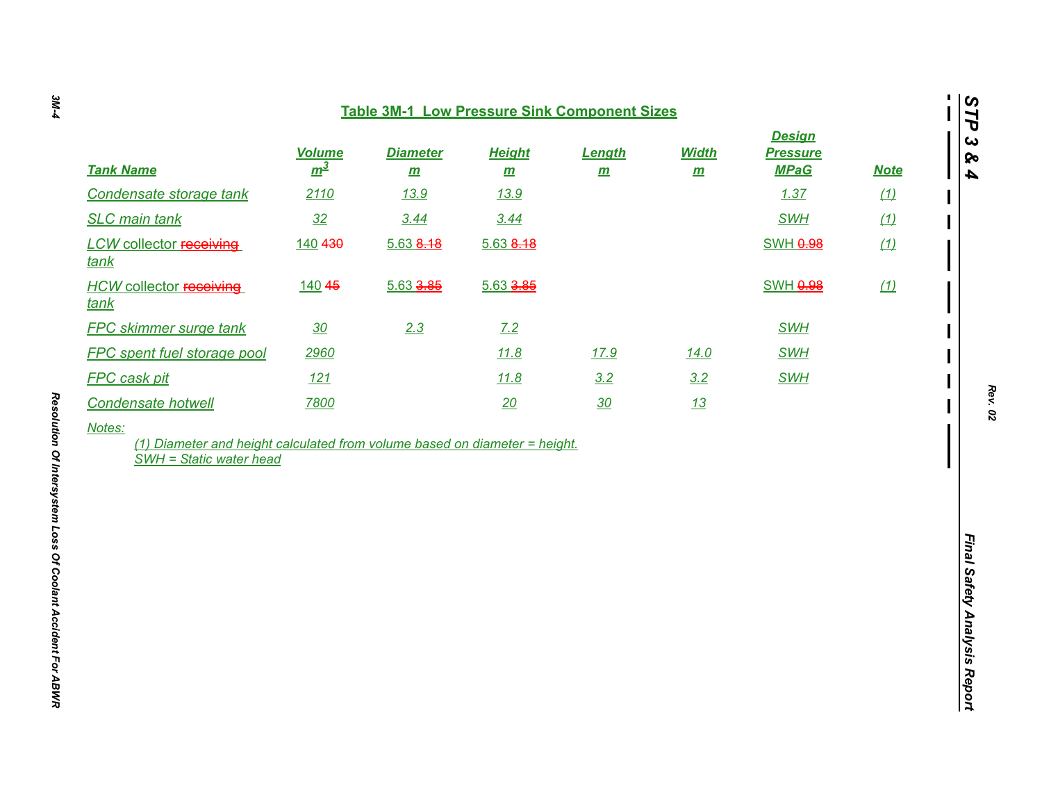## Table 3M-1 Low Pressure Sink Component Sizes

| Tank Name | Volume $m^3$ | Diameter m | Height m | Length m | Width m | Design Pressure MPaG | Note |
|---|---|---|---|---|---|---|---|
| Condensate storage tank | 2110 | 13.9 | 13.9 | | | 1.37 | (1) |
| SLC main tank | 32 | 3.44 | 3.44 | | | SWH | (1) |
| LCW collector ~~receiving~~ tank | 140 ~~430~~ | 5.63 ~~8.18~~ | 5.63 ~~8.18~~ | | | SWH ~~0.98~~ | (1) |
| HCW collector ~~receiving~~ tank | 140 ~~45~~ | 5.63 ~~3.85~~ | 5.63 ~~3.85~~ | | | SWH ~~0.98~~ | (1) |
| FPC skimmer surge tank | 30 | 2.3 | 7.2 | | | SWH | |
| FPC spent fuel storage pool | 2960 | | 11.8 | 17.9 | 14.0 | SWH | |
| FPC cask pit | 121 | | 11.8 | 3.2 | 3.2 | SWH | |
| Condensate hotwell | 7800 | | 20 | 30 | 13 | | |

Notes:

(1) Diameter and height calculated from volume based on diameter = height.
SWH = Static water head